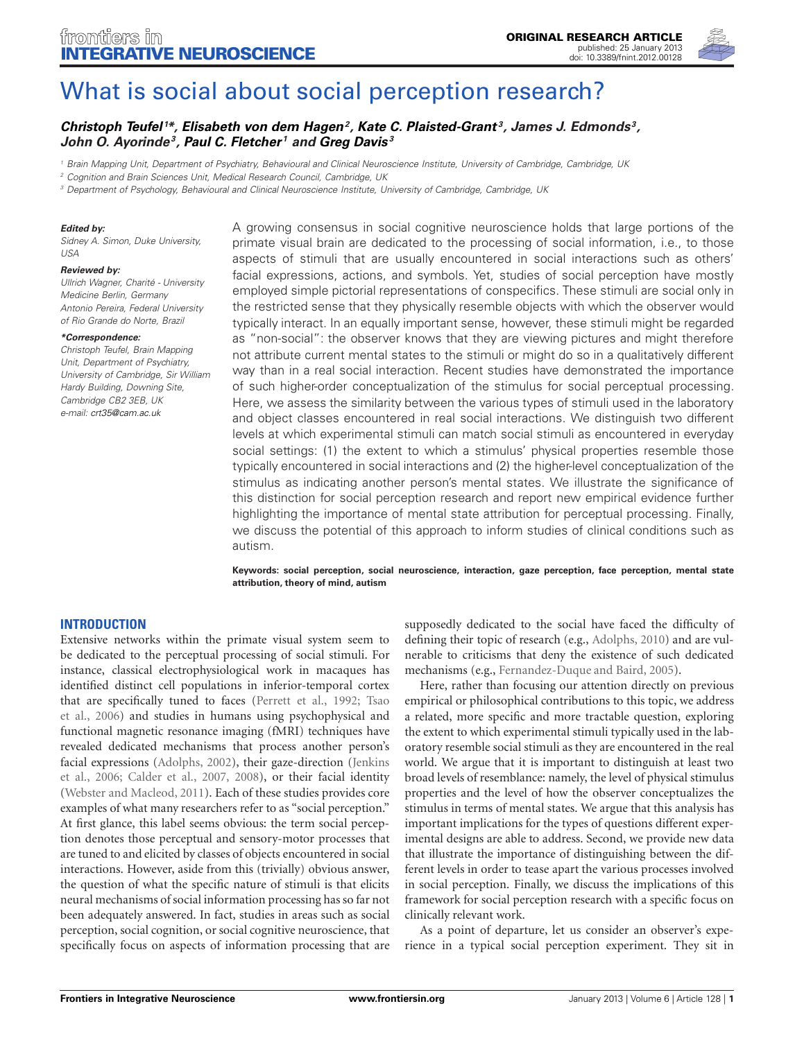# What is social about social perception research?

***Christoph Teufel*[1]*, Elisabeth von dem Hagen[2], Kate C. Plaisted-Grant[3], James J. Edmonds[3], John O. Ayorinde[3], Paul C. Fletcher[1] and Greg Davis[3]***

[1] Brain Mapping Unit, Department of Psychiatry, Behavioural and Clinical Neuroscience Institute, University of Cambridge, Cambridge, UK

[2] Cognition and Brain Sciences Unit, Medical Research Council, Cambridge, UK

[3] Department of Psychology, Behavioural and Clinical Neuroscience Institute, University of Cambridge, Cambridge, UK

***Edited by:***
*Sidney A. Simon, Duke University, USA*

***Reviewed by:***
*Ullrich Wagner, Charité - University Medicine Berlin, Germany*
*Antonio Pereira, Federal University of Rio Grande do Norte, Brazil*

***\*Correspondence:***
*Christoph Teufel, Brain Mapping Unit, Department of Psychiatry, University of Cambridge, Sir William Hardy Building, Downing Site, Cambridge CB2 3EB, UK*
*e-mail: crt35@cam.ac.uk*

A growing consensus in social cognitive neuroscience holds that large portions of the primate visual brain are dedicated to the processing of social information, i.e., to those aspects of stimuli that are usually encountered in social interactions such as others' facial expressions, actions, and symbols. Yet, studies of social perception have mostly employed simple pictorial representations of conspecifics. These stimuli are social only in the restricted sense that they physically resemble objects with which the observer would typically interact. In an equally important sense, however, these stimuli might be regarded as "non-social": the observer knows that they are viewing pictures and might therefore not attribute current mental states to the stimuli or might do so in a qualitatively different way than in a real social interaction. Recent studies have demonstrated the importance of such higher-order conceptualization of the stimulus for social perceptual processing. Here, we assess the similarity between the various types of stimuli used in the laboratory and object classes encountered in real social interactions. We distinguish two different levels at which experimental stimuli can match social stimuli as encountered in everyday social settings: (1) the extent to which a stimulus' physical properties resemble those typically encountered in social interactions and (2) the higher-level conceptualization of the stimulus as indicating another person's mental states. We illustrate the significance of this distinction for social perception research and report new empirical evidence further highlighting the importance of mental state attribution for perceptual processing. Finally, we discuss the potential of this approach to inform studies of clinical conditions such as autism.

**Keywords: social perception, social neuroscience, interaction, gaze perception, face perception, mental state attribution, theory of mind, autism**

## INTRODUCTION

Extensive networks within the primate visual system seem to be dedicated to the perceptual processing of social stimuli. For instance, classical electrophysiological work in macaques has identified distinct cell populations in inferior-temporal cortex that are specifically tuned to faces (Perrett et al., 1992; Tsao et al., 2006) and studies in humans using psychophysical and functional magnetic resonance imaging (fMRI) techniques have revealed dedicated mechanisms that process another person's facial expressions (Adolphs, 2002), their gaze-direction (Jenkins et al., 2006; Calder et al., 2007, 2008), or their facial identity (Webster and Macleod, 2011). Each of these studies provides core examples of what many researchers refer to as "social perception." At first glance, this label seems obvious: the term social perception denotes those perceptual and sensory-motor processes that are tuned to and elicited by classes of objects encountered in social interactions. However, aside from this (trivially) obvious answer, the question of what the specific nature of stimuli is that elicits neural mechanisms of social information processing has so far not been adequately answered. In fact, studies in areas such as social perception, social cognition, or social cognitive neuroscience, that specifically focus on aspects of information processing that are supposedly dedicated to the social have faced the difficulty of defining their topic of research (e.g., Adolphs, 2010) and are vulnerable to criticisms that deny the existence of such dedicated mechanisms (e.g., Fernandez-Duque and Baird, 2005).

Here, rather than focusing our attention directly on previous empirical or philosophical contributions to this topic, we address a related, more specific and more tractable question, exploring the extent to which experimental stimuli typically used in the laboratory resemble social stimuli as they are encountered in the real world. We argue that it is important to distinguish at least two broad levels of resemblance: namely, the level of physical stimulus properties and the level of how the observer conceptualizes the stimulus in terms of mental states. We argue that this analysis has important implications for the types of questions different experimental designs are able to address. Second, we provide new data that illustrate the importance of distinguishing between the different levels in order to tease apart the various processes involved in social perception. Finally, we discuss the implications of this framework for social perception research with a specific focus on clinically relevant work.

As a point of departure, let us consider an observer's experience in a typical social perception experiment. They sit in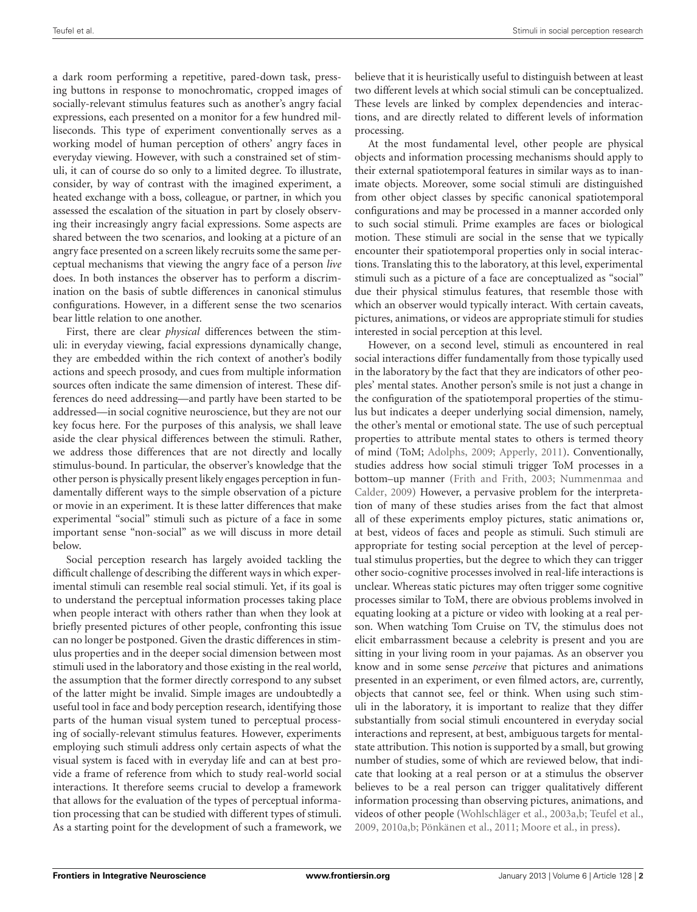a dark room performing a repetitive, pared-down task, pressing buttons in response to monochromatic, cropped images of socially-relevant stimulus features such as another's angry facial expressions, each presented on a monitor for a few hundred milliseconds. This type of experiment conventionally serves as a working model of human perception of others' angry faces in everyday viewing. However, with such a constrained set of stimuli, it can of course do so only to a limited degree. To illustrate, consider, by way of contrast with the imagined experiment, a heated exchange with a boss, colleague, or partner, in which you assessed the escalation of the situation in part by closely observing their increasingly angry facial expressions. Some aspects are shared between the two scenarios, and looking at a picture of an angry face presented on a screen likely recruits some the same perceptual mechanisms that viewing the angry face of a person *live* does. In both instances the observer has to perform a discrimination on the basis of subtle differences in canonical stimulus configurations. However, in a different sense the two scenarios bear little relation to one another.

First, there are clear *physical* differences between the stimuli: in everyday viewing, facial expressions dynamically change, they are embedded within the rich context of another's bodily actions and speech prosody, and cues from multiple information sources often indicate the same dimension of interest. These differences do need addressing—and partly have been started to be addressed—in social cognitive neuroscience, but they are not our key focus here. For the purposes of this analysis, we shall leave aside the clear physical differences between the stimuli. Rather, we address those differences that are not directly and locally stimulus-bound. In particular, the observer's knowledge that the other person is physically present likely engages perception in fundamentally different ways to the simple observation of a picture or movie in an experiment. It is these latter differences that make experimental "social" stimuli such as picture of a face in some important sense "non-social" as we will discuss in more detail below.

Social perception research has largely avoided tackling the difficult challenge of describing the different ways in which experimental stimuli can resemble real social stimuli. Yet, if its goal is to understand the perceptual information processes taking place when people interact with others rather than when they look at briefly presented pictures of other people, confronting this issue can no longer be postponed. Given the drastic differences in stimulus properties and in the deeper social dimension between most stimuli used in the laboratory and those existing in the real world, the assumption that the former directly correspond to any subset of the latter might be invalid. Simple images are undoubtedly a useful tool in face and body perception research, identifying those parts of the human visual system tuned to perceptual processing of socially-relevant stimulus features. However, experiments employing such stimuli address only certain aspects of what the visual system is faced with in everyday life and can at best provide a frame of reference from which to study real-world social interactions. It therefore seems crucial to develop a framework that allows for the evaluation of the types of perceptual information processing that can be studied with different types of stimuli. As a starting point for the development of such a framework, we believe that it is heuristically useful to distinguish between at least two different levels at which social stimuli can be conceptualized. These levels are linked by complex dependencies and interactions, and are directly related to different levels of information processing.

At the most fundamental level, other people are physical objects and information processing mechanisms should apply to their external spatiotemporal features in similar ways as to inanimate objects. Moreover, some social stimuli are distinguished from other object classes by specific canonical spatiotemporal configurations and may be processed in a manner accorded only to such social stimuli. Prime examples are faces or biological motion. These stimuli are social in the sense that we typically encounter their spatiotemporal properties only in social interactions. Translating this to the laboratory, at this level, experimental stimuli such as a picture of a face are conceptualized as "social" due their physical stimulus features, that resemble those with which an observer would typically interact. With certain caveats, pictures, animations, or videos are appropriate stimuli for studies interested in social perception at this level.

However, on a second level, stimuli as encountered in real social interactions differ fundamentally from those typically used in the laboratory by the fact that they are indicators of other peoples' mental states. Another person's smile is not just a change in the configuration of the spatiotemporal properties of the stimulus but indicates a deeper underlying social dimension, namely, the other's mental or emotional state. The use of such perceptual properties to attribute mental states to others is termed theory of mind (ToM; Adolphs, 2009; Apperly, 2011). Conventionally, studies address how social stimuli trigger ToM processes in a bottom–up manner (Frith and Frith, 2003; Nummenmaa and Calder, 2009) However, a pervasive problem for the interpretation of many of these studies arises from the fact that almost all of these experiments employ pictures, static animations or, at best, videos of faces and people as stimuli. Such stimuli are appropriate for testing social perception at the level of perceptual stimulus properties, but the degree to which they can trigger other socio-cognitive processes involved in real-life interactions is unclear. Whereas static pictures may often trigger some cognitive processes similar to ToM, there are obvious problems involved in equating looking at a picture or video with looking at a real person. When watching Tom Cruise on TV, the stimulus does not elicit embarrassment because a celebrity is present and you are sitting in your living room in your pajamas. As an observer you know and in some sense *perceive* that pictures and animations presented in an experiment, or even filmed actors, are, currently, objects that cannot see, feel or think. When using such stimuli in the laboratory, it is important to realize that they differ substantially from social stimuli encountered in everyday social interactions and represent, at best, ambiguous targets for mental-state attribution. This notion is supported by a small, but growing number of studies, some of which are reviewed below, that indicate that looking at a real person or at a stimulus the observer believes to be a real person can trigger qualitatively different information processing than observing pictures, animations, and videos of other people (Wohlschläger et al., 2003a,b; Teufel et al., 2009, 2010a,b; Pönkänen et al., 2011; Moore et al., in press).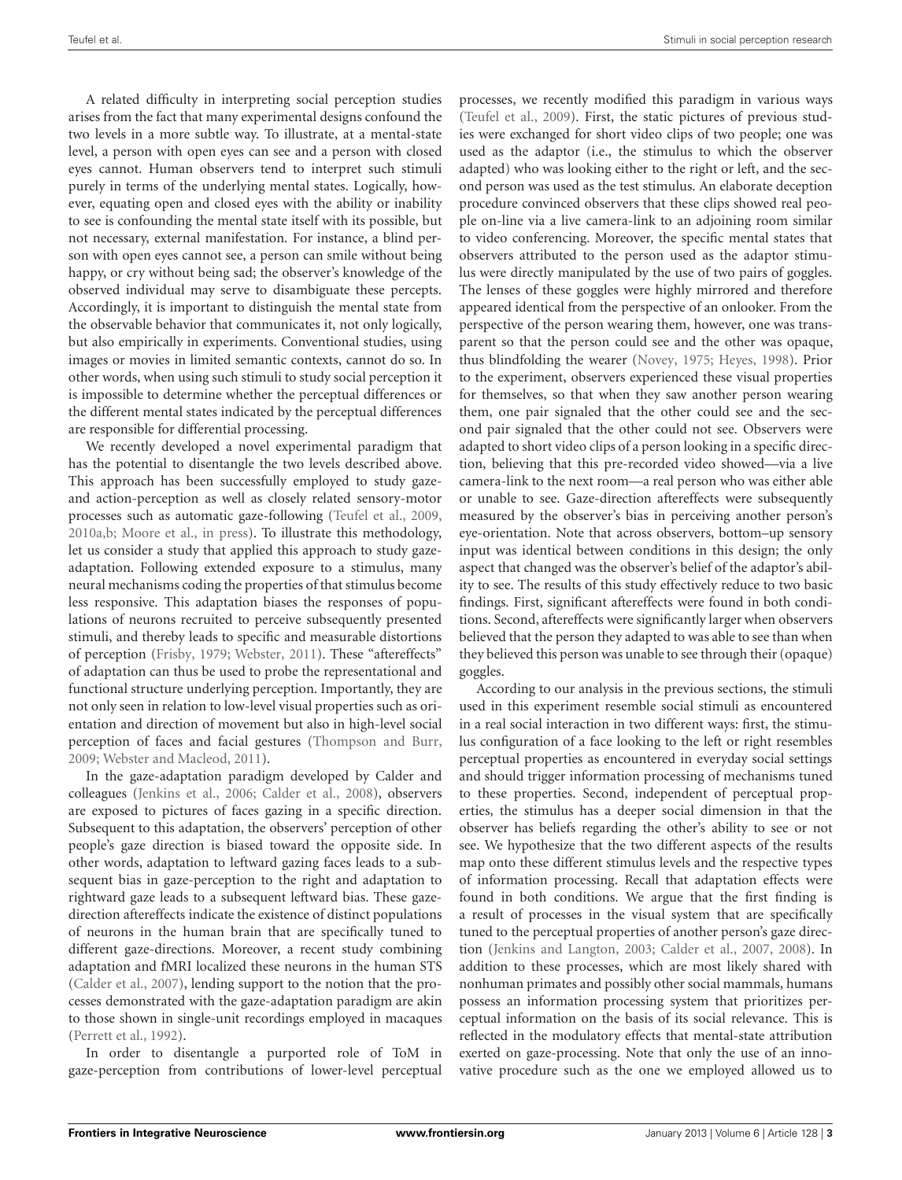A related difficulty in interpreting social perception studies arises from the fact that many experimental designs confound the two levels in a more subtle way. To illustrate, at a mental-state level, a person with open eyes can see and a person with closed eyes cannot. Human observers tend to interpret such stimuli purely in terms of the underlying mental states. Logically, however, equating open and closed eyes with the ability or inability to see is confounding the mental state itself with its possible, but not necessary, external manifestation. For instance, a blind person with open eyes cannot see, a person can smile without being happy, or cry without being sad; the observer's knowledge of the observed individual may serve to disambiguate these percepts. Accordingly, it is important to distinguish the mental state from the observable behavior that communicates it, not only logically, but also empirically in experiments. Conventional studies, using images or movies in limited semantic contexts, cannot do so. In other words, when using such stimuli to study social perception it is impossible to determine whether the perceptual differences or the different mental states indicated by the perceptual differences are responsible for differential processing.

We recently developed a novel experimental paradigm that has the potential to disentangle the two levels described above. This approach has been successfully employed to study gaze- and action-perception as well as closely related sensory-motor processes such as automatic gaze-following (Teufel et al., 2009, 2010a,b; Moore et al., in press). To illustrate this methodology, let us consider a study that applied this approach to study gaze-adaptation. Following extended exposure to a stimulus, many neural mechanisms coding the properties of that stimulus become less responsive. This adaptation biases the responses of populations of neurons recruited to perceive subsequently presented stimuli, and thereby leads to specific and measurable distortions of perception (Frisby, 1979; Webster, 2011). These "aftereffects" of adaptation can thus be used to probe the representational and functional structure underlying perception. Importantly, they are not only seen in relation to low-level visual properties such as orientation and direction of movement but also in high-level social perception of faces and facial gestures (Thompson and Burr, 2009; Webster and Macleod, 2011).

In the gaze-adaptation paradigm developed by Calder and colleagues (Jenkins et al., 2006; Calder et al., 2008), observers are exposed to pictures of faces gazing in a specific direction. Subsequent to this adaptation, the observers' perception of other people's gaze direction is biased toward the opposite side. In other words, adaptation to leftward gazing faces leads to a subsequent bias in gaze-perception to the right and adaptation to rightward gaze leads to a subsequent leftward bias. These gaze-direction aftereffects indicate the existence of distinct populations of neurons in the human brain that are specifically tuned to different gaze-directions. Moreover, a recent study combining adaptation and fMRI localized these neurons in the human STS (Calder et al., 2007), lending support to the notion that the processes demonstrated with the gaze-adaptation paradigm are akin to those shown in single-unit recordings employed in macaques (Perrett et al., 1992).

In order to disentangle a purported role of ToM in gaze-perception from contributions of lower-level perceptual processes, we recently modified this paradigm in various ways (Teufel et al., 2009). First, the static pictures of previous studies were exchanged for short video clips of two people; one was used as the adaptor (i.e., the stimulus to which the observer adapted) who was looking either to the right or left, and the second person was used as the test stimulus. An elaborate deception procedure convinced observers that these clips showed real people on-line via a live camera-link to an adjoining room similar to video conferencing. Moreover, the specific mental states that observers attributed to the person used as the adaptor stimulus were directly manipulated by the use of two pairs of goggles. The lenses of these goggles were highly mirrored and therefore appeared identical from the perspective of an onlooker. From the perspective of the person wearing them, however, one was transparent so that the person could see and the other was opaque, thus blindfolding the wearer (Novey, 1975; Heyes, 1998). Prior to the experiment, observers experienced these visual properties for themselves, so that when they saw another person wearing them, one pair signaled that the other could see and the second pair signaled that the other could not see. Observers were adapted to short video clips of a person looking in a specific direction, believing that this pre-recorded video showed—via a live camera-link to the next room—a real person who was either able or unable to see. Gaze-direction aftereffects were subsequently measured by the observer's bias in perceiving another person's eye-orientation. Note that across observers, bottom–up sensory input was identical between conditions in this design; the only aspect that changed was the observer's belief of the adaptor's ability to see. The results of this study effectively reduce to two basic findings. First, significant aftereffects were found in both conditions. Second, aftereffects were significantly larger when observers believed that the person they adapted to was able to see than when they believed this person was unable to see through their (opaque) goggles.

According to our analysis in the previous sections, the stimuli used in this experiment resemble social stimuli as encountered in a real social interaction in two different ways: first, the stimulus configuration of a face looking to the left or right resembles perceptual properties as encountered in everyday social settings and should trigger information processing of mechanisms tuned to these properties. Second, independent of perceptual properties, the stimulus has a deeper social dimension in that the observer has beliefs regarding the other's ability to see or not see. We hypothesize that the two different aspects of the results map onto these different stimulus levels and the respective types of information processing. Recall that adaptation effects were found in both conditions. We argue that the first finding is a result of processes in the visual system that are specifically tuned to the perceptual properties of another person's gaze direction (Jenkins and Langton, 2003; Calder et al., 2007, 2008). In addition to these processes, which are most likely shared with nonhuman primates and possibly other social mammals, humans possess an information processing system that prioritizes perceptual information on the basis of its social relevance. This is reflected in the modulatory effects that mental-state attribution exerted on gaze-processing. Note that only the use of an innovative procedure such as the one we employed allowed us to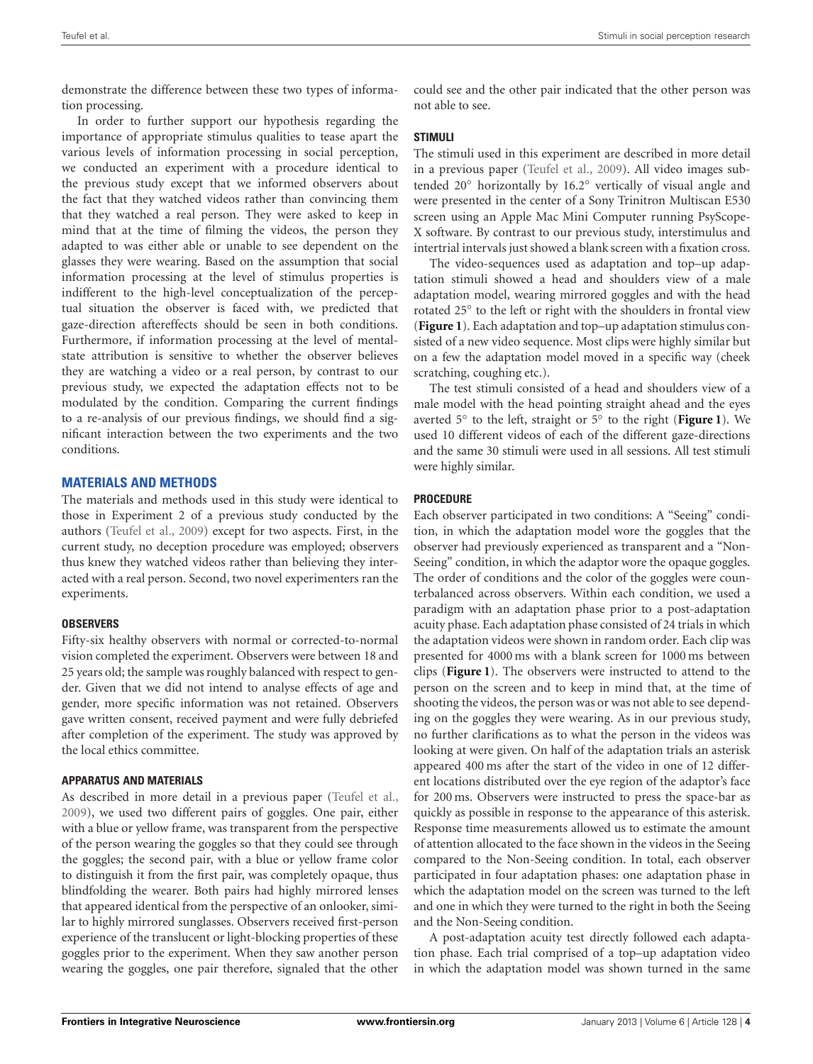demonstrate the difference between these two types of information processing.

In order to further support our hypothesis regarding the importance of appropriate stimulus qualities to tease apart the various levels of information processing in social perception, we conducted an experiment with a procedure identical to the previous study except that we informed observers about the fact that they watched videos rather than convincing them that they watched a real person. They were asked to keep in mind that at the time of filming the videos, the person they adapted to was either able or unable to see dependent on the glasses they were wearing. Based on the assumption that social information processing at the level of stimulus properties is indifferent to the high-level conceptualization of the perceptual situation the observer is faced with, we predicted that gaze-direction aftereffects should be seen in both conditions. Furthermore, if information processing at the level of mental-state attribution is sensitive to whether the observer believes they are watching a video or a real person, by contrast to our previous study, we expected the adaptation effects not to be modulated by the condition. Comparing the current findings to a re-analysis of our previous findings, we should find a significant interaction between the two experiments and the two conditions.

## MATERIALS AND METHODS

The materials and methods used in this study were identical to those in Experiment 2 of a previous study conducted by the authors (Teufel et al., 2009) except for two aspects. First, in the current study, no deception procedure was employed; observers thus knew they watched videos rather than believing they interacted with a real person. Second, two novel experimenters ran the experiments.

### OBSERVERS

Fifty-six healthy observers with normal or corrected-to-normal vision completed the experiment. Observers were between 18 and 25 years old; the sample was roughly balanced with respect to gender. Given that we did not intend to analyse effects of age and gender, more specific information was not retained. Observers gave written consent, received payment and were fully debriefed after completion of the experiment. The study was approved by the local ethics committee.

### APPARATUS AND MATERIALS

As described in more detail in a previous paper (Teufel et al., 2009), we used two different pairs of goggles. One pair, either with a blue or yellow frame, was transparent from the perspective of the person wearing the goggles so that they could see through the goggles; the second pair, with a blue or yellow frame color to distinguish it from the first pair, was completely opaque, thus blindfolding the wearer. Both pairs had highly mirrored lenses that appeared identical from the perspective of an onlooker, similar to highly mirrored sunglasses. Observers received first-person experience of the translucent or light-blocking properties of these goggles prior to the experiment. When they saw another person wearing the goggles, one pair therefore, signaled that the other person could see and the other pair indicated that the other person was not able to see.

### STIMULI

The stimuli used in this experiment are described in more detail in a previous paper (Teufel et al., 2009). All video images subtended 20° horizontally by 16.2° vertically of visual angle and were presented in the center of a Sony Trinitron Multiscan E530 screen using an Apple Mac Mini Computer running PsyScope-X software. By contrast to our previous study, interstimulus and intertrial intervals just showed a blank screen with a fixation cross.

The video-sequences used as adaptation and top–up adaptation stimuli showed a head and shoulders view of a male adaptation model, wearing mirrored goggles and with the head rotated 25° to the left or right with the shoulders in frontal view (**Figure 1**). Each adaptation and top–up adaptation stimulus consisted of a new video sequence. Most clips were highly similar but on a few the adaptation model moved in a specific way (cheek scratching, coughing etc.).

The test stimuli consisted of a head and shoulders view of a male model with the head pointing straight ahead and the eyes averted 5° to the left, straight or 5° to the right (**Figure 1**). We used 10 different videos of each of the different gaze-directions and the same 30 stimuli were used in all sessions. All test stimuli were highly similar.

### PROCEDURE

Each observer participated in two conditions: A "Seeing" condition, in which the adaptation model wore the goggles that the observer had previously experienced as transparent and a "Non-Seeing" condition, in which the adaptor wore the opaque goggles. The order of conditions and the color of the goggles were counterbalanced across observers. Within each condition, we used a paradigm with an adaptation phase prior to a post-adaptation acuity phase. Each adaptation phase consisted of 24 trials in which the adaptation videos were shown in random order. Each clip was presented for 4000 ms with a blank screen for 1000 ms between clips (**Figure 1**). The observers were instructed to attend to the person on the screen and to keep in mind that, at the time of shooting the videos, the person was or was not able to see depending on the goggles they were wearing. As in our previous study, no further clarifications as to what the person in the videos was looking at were given. On half of the adaptation trials an asterisk appeared 400 ms after the start of the video in one of 12 different locations distributed over the eye region of the adaptor's face for 200 ms. Observers were instructed to press the space-bar as quickly as possible in response to the appearance of this asterisk. Response time measurements allowed us to estimate the amount of attention allocated to the face shown in the videos in the Seeing compared to the Non-Seeing condition. In total, each observer participated in four adaptation phases: one adaptation phase in which the adaptation model on the screen was turned to the left and one in which they were turned to the right in both the Seeing and the Non-Seeing condition.

A post-adaptation acuity test directly followed each adaptation phase. Each trial comprised of a top–up adaptation video in which the adaptation model was shown turned in the same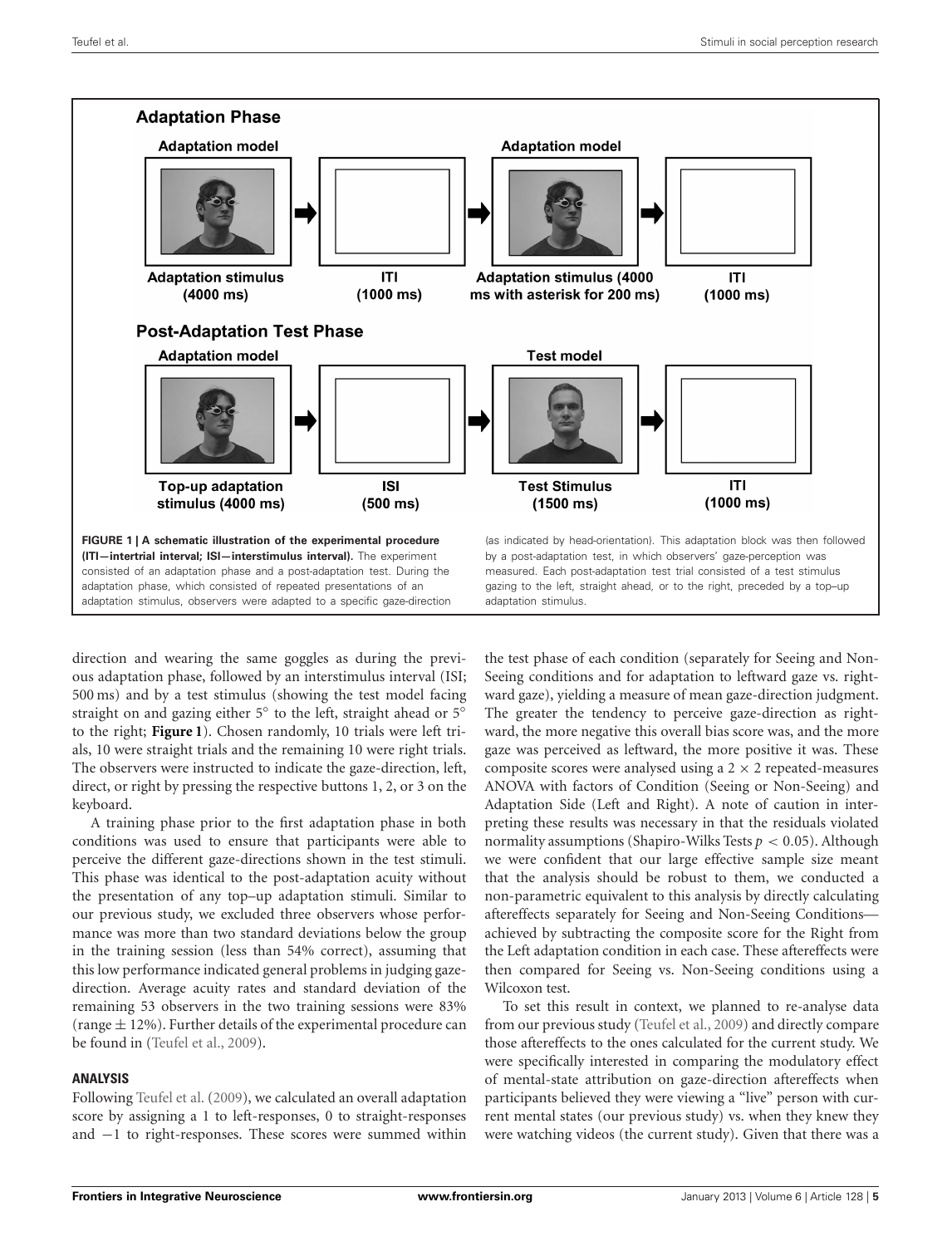**Adaptation Phase**

**Adaptation model** — **Adaptation stimulus (4000 ms)** → **ITI (1000 ms)** → **Adaptation model** — **Adaptation stimulus (4000 ms with asterisk for 200 ms)** → **ITI (1000 ms)**

**Post-Adaptation Test Phase**

**Adaptation model** — **Top-up adaptation stimulus (4000 ms)** → **ISI (500 ms)** → **Test model** — **Test Stimulus (1500 ms)** → **ITI (1000 ms)**

**FIGURE 1 | A schematic illustration of the experimental procedure (ITI—intertrial interval; ISI—interstimulus interval).** The experiment consisted of an adaptation phase and a post-adaptation test. During the adaptation phase, which consisted of repeated presentations of an adaptation stimulus, observers were adapted to a specific gaze-direction (as indicated by head-orientation). This adaptation block was then followed by a post-adaptation test, in which observers' gaze-perception was measured. Each post-adaptation test trial consisted of a test stimulus gazing to the left, straight ahead, or to the right, preceded by a top–up adaptation stimulus.

direction and wearing the same goggles as during the previous adaptation phase, followed by an interstimulus interval (ISI; 500 ms) and by a test stimulus (showing the test model facing straight on and gazing either 5° to the left, straight ahead or 5° to the right; **Figure 1**). Chosen randomly, 10 trials were left trials, 10 were straight trials and the remaining 10 were right trials. The observers were instructed to indicate the gaze-direction, left, direct, or right by pressing the respective buttons 1, 2, or 3 on the keyboard.

A training phase prior to the first adaptation phase in both conditions was used to ensure that participants were able to perceive the different gaze-directions shown in the test stimuli. This phase was identical to the post-adaptation acuity without the presentation of any top–up adaptation stimuli. Similar to our previous study, we excluded three observers whose performance was more than two standard deviations below the group in the training session (less than 54% correct), assuming that this low performance indicated general problems in judging gaze-direction. Average acuity rates and standard deviation of the remaining 53 observers in the two training sessions were 83% (range ± 12%). Further details of the experimental procedure can be found in (Teufel et al., 2009).

### ANALYSIS

Following Teufel et al. (2009), we calculated an overall adaptation score by assigning a 1 to left-responses, 0 to straight-responses and −1 to right-responses. These scores were summed within the test phase of each condition (separately for Seeing and Non-Seeing conditions and for adaptation to leftward gaze vs. rightward gaze), yielding a measure of mean gaze-direction judgment. The greater the tendency to perceive gaze-direction as rightward, the more negative this overall bias score was, and the more gaze was perceived as leftward, the more positive it was. These composite scores were analysed using a 2 × 2 repeated-measures ANOVA with factors of Condition (Seeing or Non-Seeing) and Adaptation Side (Left and Right). A note of caution in interpreting these results was necessary in that the residuals violated normality assumptions (Shapiro-Wilks Tests $p < 0.05$). Although we were confident that our large effective sample size meant that the analysis should be robust to them, we conducted a non-parametric equivalent to this analysis by directly calculating aftereffects separately for Seeing and Non-Seeing Conditions—achieved by subtracting the composite score for the Right from the Left adaptation condition in each case. These aftereffects were then compared for Seeing vs. Non-Seeing conditions using a Wilcoxon test.

To set this result in context, we planned to re-analyse data from our previous study (Teufel et al., 2009) and directly compare those aftereffects to the ones calculated for the current study. We were specifically interested in comparing the modulatory effect of mental-state attribution on gaze-direction aftereffects when participants believed they were viewing a "live" person with current mental states (our previous study) vs. when they knew they were watching videos (the current study). Given that there was a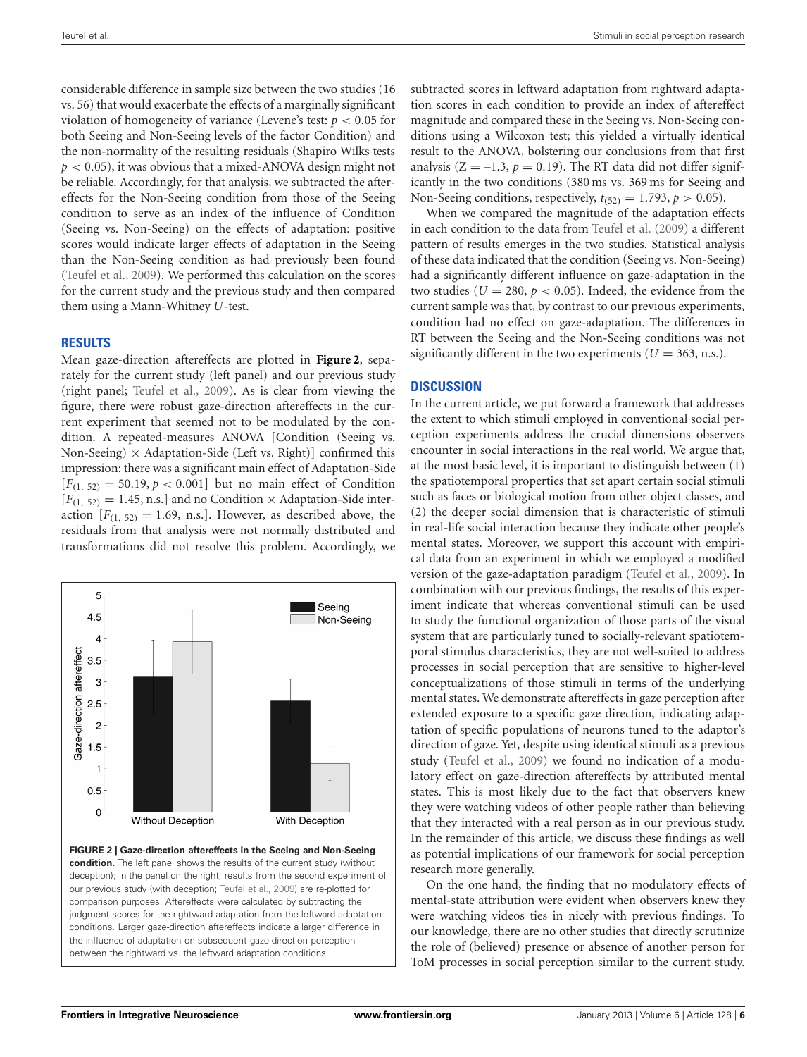considerable difference in sample size between the two studies (16 vs. 56) that would exacerbate the effects of a marginally significant violation of homogeneity of variance (Levene's test: $p < 0.05$ for both Seeing and Non-Seeing levels of the factor Condition) and the non-normality of the resulting residuals (Shapiro Wilks tests $p < 0.05$), it was obvious that a mixed-ANOVA design might not be reliable. Accordingly, for that analysis, we subtracted the aftereffects for the Non-Seeing condition from those of the Seeing condition to serve as an index of the influence of Condition (Seeing vs. Non-Seeing) on the effects of adaptation: positive scores would indicate larger effects of adaptation in the Seeing than the Non-Seeing condition as had previously been found (Teufel et al., 2009). We performed this calculation on the scores for the current study and the previous study and then compared them using a Mann-Whitney *U*-test.

## RESULTS

Mean gaze-direction aftereffects are plotted in **Figure 2**, separately for the current study (left panel) and our previous study (right panel; Teufel et al., 2009). As is clear from viewing the figure, there were robust gaze-direction aftereffects in the current experiment that seemed not to be modulated by the condition. A repeated-measures ANOVA [Condition (Seeing vs. Non-Seeing) × Adaptation-Side (Left vs. Right)] confirmed this impression: there was a significant main effect of Adaptation-Side [$F_{(1, 52)} = 50.19, p < 0.001$] but no main effect of Condition [$F_{(1, 52)} = 1.45$, n.s.] and no Condition × Adaptation-Side interaction [$F_{(1, 52)} = 1.69$, n.s.]. However, as described above, the residuals from that analysis were not normally distributed and transformations did not resolve this problem. Accordingly, we subtracted scores in leftward adaptation from rightward adaptation scores in each condition to provide an index of aftereffect magnitude and compared these in the Seeing vs. Non-Seeing conditions using a Wilcoxon test; this yielded a virtually identical result to the ANOVA, bolstering our conclusions from that first analysis ($Z = -1.3$, $p = 0.19$). The RT data did not differ significantly in the two conditions (380 ms vs. 369 ms for Seeing and Non-Seeing conditions, respectively, $t_{(52)} = 1.793$, $p > 0.05$).

**FIGURE 2 | Gaze-direction aftereffects in the Seeing and Non-Seeing condition.** The left panel shows the results of the current study (without deception); in the panel on the right, results from the second experiment of our previous study (with deception; Teufel et al., 2009) are re-plotted for comparison purposes. Aftereffects were calculated by subtracting the judgment scores for the rightward adaptation from the leftward adaptation conditions. Larger gaze-direction aftereffects indicate a larger difference in the influence of adaptation on subsequent gaze-direction perception between the rightward vs. the leftward adaptation conditions.

When we compared the magnitude of the adaptation effects in each condition to the data from Teufel et al. (2009) a different pattern of results emerges in the two studies. Statistical analysis of these data indicated that the condition (Seeing vs. Non-Seeing) had a significantly different influence on gaze-adaptation in the two studies ($U = 280$, $p < 0.05$). Indeed, the evidence from the current sample was that, by contrast to our previous experiments, condition had no effect on gaze-adaptation. The differences in RT between the Seeing and the Non-Seeing conditions was not significantly different in the two experiments ($U = 363$, n.s.).

## DISCUSSION

In the current article, we put forward a framework that addresses the extent to which stimuli employed in conventional social perception experiments address the crucial dimensions observers encounter in social interactions in the real world. We argue that, at the most basic level, it is important to distinguish between (1) the spatiotemporal properties that set apart certain social stimuli such as faces or biological motion from other object classes, and (2) the deeper social dimension that is characteristic of stimuli in real-life social interaction because they indicate other people's mental states. Moreover, we support this account with empirical data from an experiment in which we employed a modified version of the gaze-adaptation paradigm (Teufel et al., 2009). In combination with our previous findings, the results of this experiment indicate that whereas conventional stimuli can be used to study the functional organization of those parts of the visual system that are particularly tuned to socially-relevant spatiotemporal stimulus characteristics, they are not well-suited to address processes in social perception that are sensitive to higher-level conceptualizations of those stimuli in terms of the underlying mental states. We demonstrate aftereffects in gaze perception after extended exposure to a specific gaze direction, indicating adaptation of specific populations of neurons tuned to the adaptor's direction of gaze. Yet, despite using identical stimuli as a previous study (Teufel et al., 2009) we found no indication of a modulatory effect on gaze-direction aftereffects by attributed mental states. This is most likely due to the fact that observers knew they were watching videos of other people rather than believing that they interacted with a real person as in our previous study. In the remainder of this article, we discuss these findings as well as potential implications of our framework for social perception research more generally.

On the one hand, the finding that no modulatory effects of mental-state attribution were evident when observers knew they were watching videos ties in nicely with previous findings. To our knowledge, there are no other studies that directly scrutinize the role of (believed) presence or absence of another person for ToM processes in social perception similar to the current study.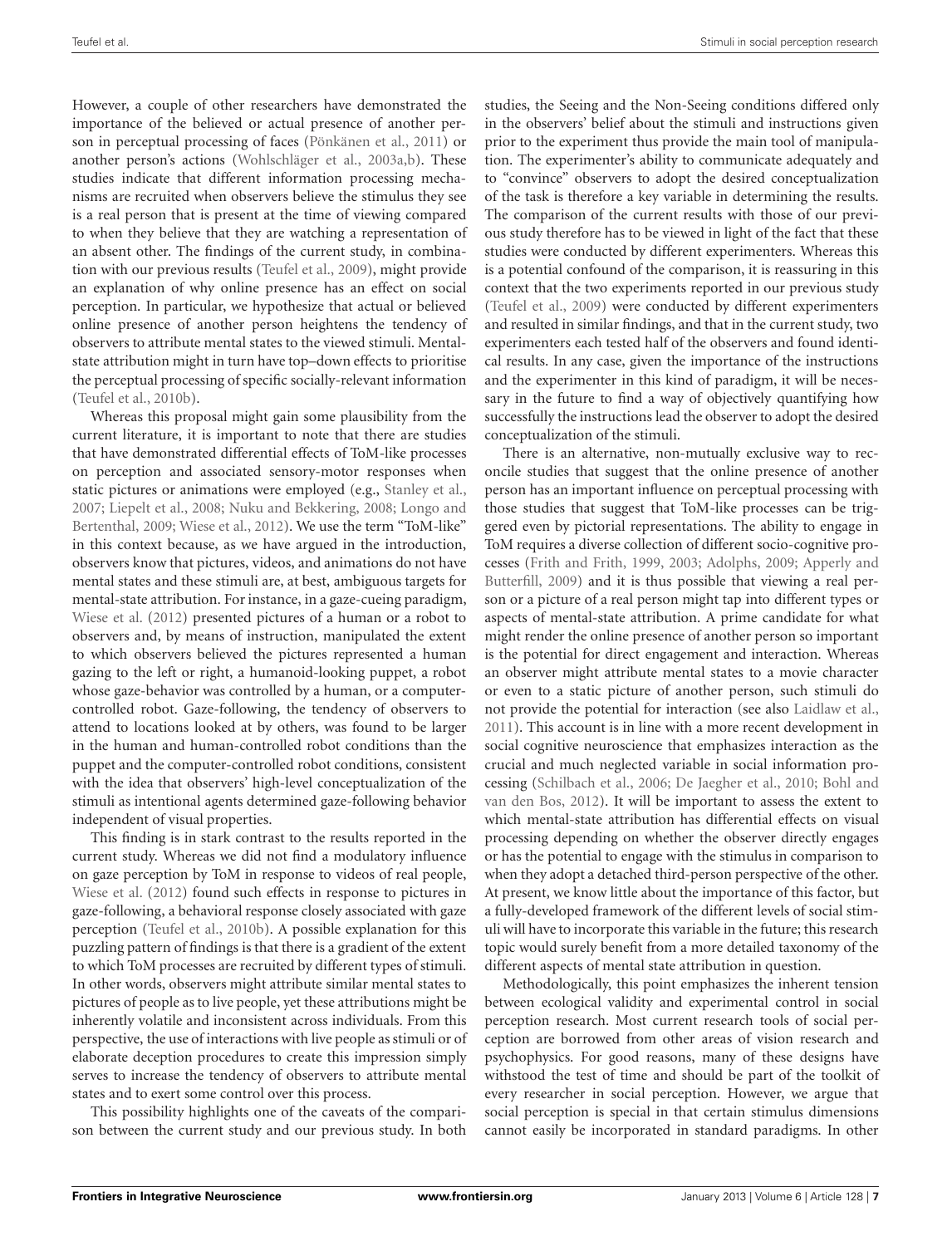However, a couple of other researchers have demonstrated the importance of the believed or actual presence of another person in perceptual processing of faces (Pönkänen et al., 2011) or another person's actions (Wohlschläger et al., 2003a,b). These studies indicate that different information processing mechanisms are recruited when observers believe the stimulus they see is a real person that is present at the time of viewing compared to when they believe that they are watching a representation of an absent other. The findings of the current study, in combination with our previous results (Teufel et al., 2009), might provide an explanation of why online presence has an effect on social perception. In particular, we hypothesize that actual or believed online presence of another person heightens the tendency of observers to attribute mental states to the viewed stimuli. Mental-state attribution might in turn have top–down effects to prioritise the perceptual processing of specific socially-relevant information (Teufel et al., 2010b).

Whereas this proposal might gain some plausibility from the current literature, it is important to note that there are studies that have demonstrated differential effects of ToM-like processes on perception and associated sensory-motor responses when static pictures or animations were employed (e.g., Stanley et al., 2007; Liepelt et al., 2008; Nuku and Bekkering, 2008; Longo and Bertenthal, 2009; Wiese et al., 2012). We use the term "ToM-like" in this context because, as we have argued in the introduction, observers know that pictures, videos, and animations do not have mental states and these stimuli are, at best, ambiguous targets for mental-state attribution. For instance, in a gaze-cueing paradigm, Wiese et al. (2012) presented pictures of a human or a robot to observers and, by means of instruction, manipulated the extent to which observers believed the pictures represented a human gazing to the left or right, a humanoid-looking puppet, a robot whose gaze-behavior was controlled by a human, or a computer-controlled robot. Gaze-following, the tendency of observers to attend to locations looked at by others, was found to be larger in the human and human-controlled robot conditions than the puppet and the computer-controlled robot conditions, consistent with the idea that observers' high-level conceptualization of the stimuli as intentional agents determined gaze-following behavior independent of visual properties.

This finding is in stark contrast to the results reported in the current study. Whereas we did not find a modulatory influence on gaze perception by ToM in response to videos of real people, Wiese et al. (2012) found such effects in response to pictures in gaze-following, a behavioral response closely associated with gaze perception (Teufel et al., 2010b). A possible explanation for this puzzling pattern of findings is that there is a gradient of the extent to which ToM processes are recruited by different types of stimuli. In other words, observers might attribute similar mental states to pictures of people as to live people, yet these attributions might be inherently volatile and inconsistent across individuals. From this perspective, the use of interactions with live people as stimuli or of elaborate deception procedures to create this impression simply serves to increase the tendency of observers to attribute mental states and to exert some control over this process.

This possibility highlights one of the caveats of the comparison between the current study and our previous study. In both studies, the Seeing and the Non-Seeing conditions differed only in the observers' belief about the stimuli and instructions given prior to the experiment thus provide the main tool of manipulation. The experimenter's ability to communicate adequately and to "convince" observers to adopt the desired conceptualization of the task is therefore a key variable in determining the results. The comparison of the current results with those of our previous study therefore has to be viewed in light of the fact that these studies were conducted by different experimenters. Whereas this is a potential confound of the comparison, it is reassuring in this context that the two experiments reported in our previous study (Teufel et al., 2009) were conducted by different experimenters and resulted in similar findings, and that in the current study, two experimenters each tested half of the observers and found identical results. In any case, given the importance of the instructions and the experimenter in this kind of paradigm, it will be necessary in the future to find a way of objectively quantifying how successfully the instructions lead the observer to adopt the desired conceptualization of the stimuli.

There is an alternative, non-mutually exclusive way to reconcile studies that suggest that the online presence of another person has an important influence on perceptual processing with those studies that suggest that ToM-like processes can be triggered even by pictorial representations. The ability to engage in ToM requires a diverse collection of different socio-cognitive processes (Frith and Frith, 1999, 2003; Adolphs, 2009; Apperly and Butterfill, 2009) and it is thus possible that viewing a real person or a picture of a real person might tap into different types or aspects of mental-state attribution. A prime candidate for what might render the online presence of another person so important is the potential for direct engagement and interaction. Whereas an observer might attribute mental states to a movie character or even to a static picture of another person, such stimuli do not provide the potential for interaction (see also Laidlaw et al., 2011). This account is in line with a more recent development in social cognitive neuroscience that emphasizes interaction as the crucial and much neglected variable in social information processing (Schilbach et al., 2006; De Jaegher et al., 2010; Bohl and van den Bos, 2012). It will be important to assess the extent to which mental-state attribution has differential effects on visual processing depending on whether the observer directly engages or has the potential to engage with the stimulus in comparison to when they adopt a detached third-person perspective of the other. At present, we know little about the importance of this factor, but a fully-developed framework of the different levels of social stimuli will have to incorporate this variable in the future; this research topic would surely benefit from a more detailed taxonomy of the different aspects of mental state attribution in question.

Methodologically, this point emphasizes the inherent tension between ecological validity and experimental control in social perception research. Most current research tools of social perception are borrowed from other areas of vision research and psychophysics. For good reasons, many of these designs have withstood the test of time and should be part of the toolkit of every researcher in social perception. However, we argue that social perception is special in that certain stimulus dimensions cannot easily be incorporated in standard paradigms. In other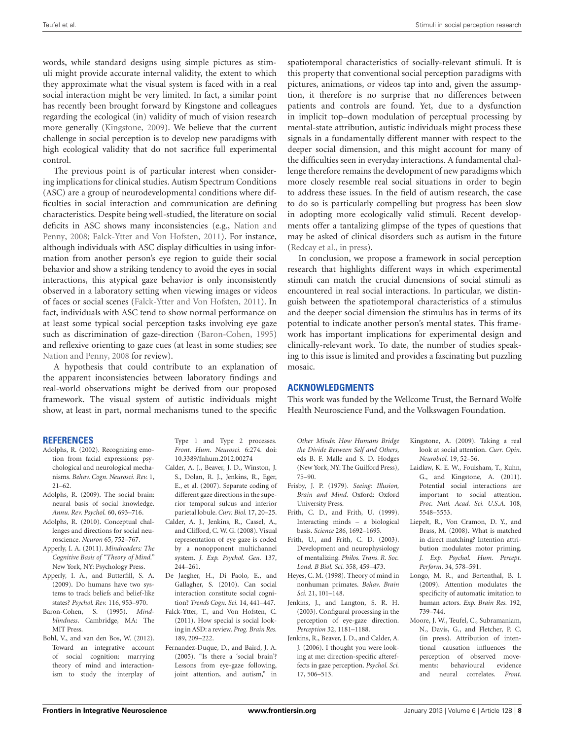words, while standard designs using simple pictures as stimuli might provide accurate internal validity, the extent to which they approximate what the visual system is faced with in a real social interaction might be very limited. In fact, a similar point has recently been brought forward by Kingstone and colleagues regarding the ecological (in) validity of much of vision research more generally (Kingstone, 2009). We believe that the current challenge in social perception is to develop new paradigms with high ecological validity that do not sacrifice full experimental control.

The previous point is of particular interest when considering implications for clinical studies. Autism Spectrum Conditions (ASC) are a group of neurodevelopmental conditions where difficulties in social interaction and communication are defining characteristics. Despite being well-studied, the literature on social deficits in ASC shows many inconsistencies (e.g., Nation and Penny, 2008; Falck-Ytter and Von Hofsten, 2011). For instance, although individuals with ASC display difficulties in using information from another person's eye region to guide their social behavior and show a striking tendency to avoid the eyes in social interactions, this atypical gaze behavior is only inconsistently observed in a laboratory setting when viewing images or videos of faces or social scenes (Falck-Ytter and Von Hofsten, 2011). In fact, individuals with ASC tend to show normal performance on at least some typical social perception tasks involving eye gaze such as discrimination of gaze-direction (Baron-Cohen, 1995) and reflexive orienting to gaze cues (at least in some studies; see Nation and Penny, 2008 for review).

A hypothesis that could contribute to an explanation of the apparent inconsistencies between laboratory findings and real-world observations might be derived from our proposed framework. The visual system of autistic individuals might show, at least in part, normal mechanisms tuned to the specific spatiotemporal characteristics of socially-relevant stimuli. It is this property that conventional social perception paradigms with pictures, animations, or videos tap into and, given the assumption, it therefore is no surprise that no differences between patients and controls are found. Yet, due to a dysfunction in implicit top–down modulation of perceptual processing by mental-state attribution, autistic individuals might process these signals in a fundamentally different manner with respect to the deeper social dimension, and this might account for many of the difficulties seen in everyday interactions. A fundamental challenge therefore remains the development of new paradigms which more closely resemble real social situations in order to begin to address these issues. In the field of autism research, the case to do so is particularly compelling but progress has been slow in adopting more ecologically valid stimuli. Recent developments offer a tantalizing glimpse of the types of questions that may be asked of clinical disorders such as autism in the future (Redcay et al., in press).

In conclusion, we propose a framework in social perception research that highlights different ways in which experimental stimuli can match the crucial dimensions of social stimuli as encountered in real social interactions. In particular, we distinguish between the spatiotemporal characteristics of a stimulus and the deeper social dimension the stimulus has in terms of its potential to indicate another person's mental states. This framework has important implications for experimental design and clinically-relevant work. To date, the number of studies speaking to this issue is limited and provides a fascinating but puzzling mosaic.

## ACKNOWLEDGMENTS

This work was funded by the Wellcome Trust, the Bernard Wolfe Health Neuroscience Fund, and the Volkswagen Foundation.

## REFERENCES

Adolphs, R. (2002). Recognizing emotion from facial expressions: psychological and neurological mechanisms. *Behav. Cogn. Neurosci. Rev.* 1, 21–62.

Adolphs, R. (2009). The social brain: neural basis of social knowledge. *Annu. Rev. Psychol.* 60, 693–716.

Adolphs, R. (2010). Conceptual challenges and directions for social neuroscience. *Neuron* 65, 752–767.

Apperly, I. A. (2011). *Mindreaders: The Cognitive Basis of "Theory of Mind."* New York, NY: Psychology Press.

Apperly, I. A., and Butterfill, S. A. (2009). Do humans have two systems to track beliefs and belief-like states? *Psychol. Rev.* 116, 953–970.

Baron-Cohen, S. (1995). *Mindblindness*. Cambridge, MA: The MIT Press.

Bohl, V., and van den Bos, W. (2012). Toward an integrative account of social cognition: marrying theory of mind and interactionism to study the interplay of Type 1 and Type 2 processes. *Front. Hum. Neurosci.* 6:274. doi: 10.3389/fnhum.2012.00274

Calder, A. J., Beaver, J. D., Winston, J. S., Dolan, R. J., Jenkins, R., Eger, E., et al. (2007). Separate coding of different gaze directions in the superior temporal sulcus and inferior parietal lobule. *Curr. Biol.* 17, 20–25.

Calder, A. J., Jenkins, R., Cassel, A., and Clifford, C. W. G. (2008). Visual representation of eye gaze is coded by a nonopponent multichannel system. *J. Exp. Psychol. Gen.* 137, 244–261.

De Jaegher, H., Di Paolo, E., and Gallagher, S. (2010). Can social interaction constitute social cognition? *Trends Cogn. Sci.* 14, 441–447.

Falck-Ytter, T., and Von Hofsten, C. (2011). How special is social looking in ASD: a review. *Prog. Brain Res.* 189, 209–222.

Fernandez-Duque, D., and Baird, J. A. (2005). "Is there a 'social brain'? Lessons from eye-gaze following, joint attention, and autism," in *Other Minds: How Humans Bridge the Divide Between Self and Others,* eds B. F. Malle and S. D. Hodges (New York, NY: The Guilford Press), 75–90.

Frisby, J. P. (1979). *Seeing: Illusion, Brain and Mind*. Oxford: Oxford University Press.

Frith, C. D., and Frith, U. (1999). Interacting minds – a biological basis. *Science* 286, 1692–1695.

Frith, U., and Frith, C. D. (2003). Development and neurophysiology of mentalizing. *Philos. Trans. R. Soc. Lond. B Biol. Sci.* 358, 459–473.

Heyes, C. M. (1998). Theory of mind in nonhuman primates. *Behav. Brain Sci.* 21, 101–148.

Jenkins, J., and Langton, S. R. H. (2003). Configural processing in the perception of eye-gaze direction. *Perception* 32, 1181–1188.

Jenkins, R., Beaver, J. D., and Calder, A. J. (2006). I thought you were looking at me: direction-specific aftereffects in gaze perception. *Psychol. Sci.* 17, 506–513.

Kingstone, A. (2009). Taking a real look at social attention. *Curr. Opin. Neurobiol.* 19, 52–56.

Laidlaw, K. E. W., Foulsham, T., Kuhn, G., and Kingstone, A. (2011). Potential social interactions are important to social attention. *Proc. Natl. Acad. Sci. U.S.A.* 108, 5548–5553.

Liepelt, R., Von Cramon, D. Y., and Brass, M. (2008). What is matched in direct matching? Intention attribution modulates motor priming. *J. Exp. Psychol. Hum. Percept. Perform.* 34, 578–591.

Longo, M. R., and Bertenthal, B. I. (2009). Attention modulates the specificity of automatic imitation to human actors. *Exp. Brain Res.* 192, 739–744.

Moore, J. W., Teufel, C., Subramaniam, N., Davis, G., and Fletcher, P. C. (in press). Attribution of intentional causation influences the perception of observed movements: behavioural evidence and neural correlates. *Front.*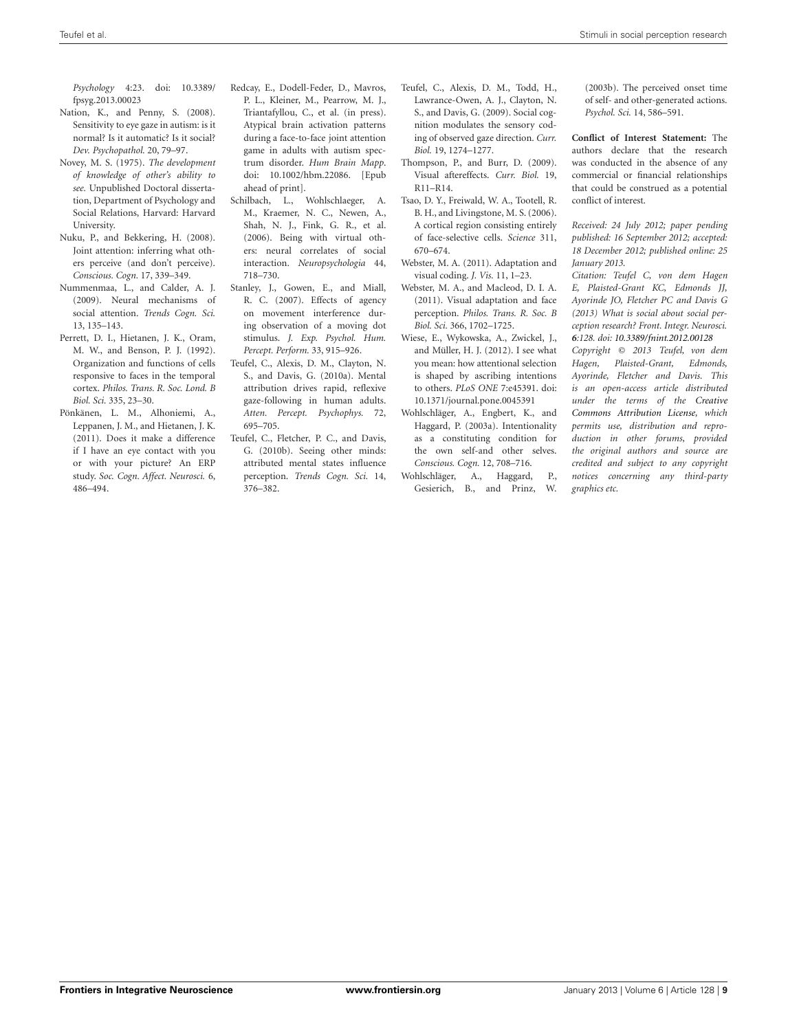*Psychology* 4:23. doi: 10.3389/fpsyg.2013.00023

Nation, K., and Penny, S. (2008). Sensitivity to eye gaze in autism: is it normal? Is it automatic? Is it social? *Dev. Psychopathol.* 20, 79–97.

Novey, M. S. (1975). *The development of knowledge of other's ability to see.* Unpublished Doctoral dissertation, Department of Psychology and Social Relations, Harvard: Harvard University.

Nuku, P., and Bekkering, H. (2008). Joint attention: inferring what others perceive (and don't perceive). *Conscious. Cogn.* 17, 339–349.

Nummenmaa, L., and Calder, A. J. (2009). Neural mechanisms of social attention. *Trends Cogn. Sci.* 13, 135–143.

Perrett, D. I., Hietanen, J. K., Oram, M. W., and Benson, P. J. (1992). Organization and functions of cells responsive to faces in the temporal cortex. *Philos. Trans. R. Soc. Lond. B Biol. Sci.* 335, 23–30.

Pönkänen, L. M., Alhoniemi, A., Leppanen, J. M., and Hietanen, J. K. (2011). Does it make a difference if I have an eye contact with you or with your picture? An ERP study. *Soc. Cogn. Affect. Neurosci.* 6, 486–494.

Redcay, E., Dodell-Feder, D., Mavros, P. L., Kleiner, M., Pearrow, M. J., Triantafyllou, C., et al. (in press). Atypical brain activation patterns during a face-to-face joint attention game in adults with autism spectrum disorder. *Hum Brain Mapp.* doi: 10.1002/hbm.22086. [Epub ahead of print].

Schilbach, L., Wohlschlaeger, A. M., Kraemer, N. C., Newen, A., Shah, N. J., Fink, G. R., et al. (2006). Being with virtual others: neural correlates of social interaction. *Neuropsychologia* 44, 718–730.

Stanley, J., Gowen, E., and Miall, R. C. (2007). Effects of agency on movement interference during observation of a moving dot stimulus. *J. Exp. Psychol. Hum. Percept. Perform.* 33, 915–926.

Teufel, C., Alexis, D. M., Clayton, N. S., and Davis, G. (2010a). Mental attribution drives rapid, reflexive gaze-following in human adults. *Atten. Percept. Psychophys.* 72, 695–705.

Teufel, C., Fletcher, P. C., and Davis, G. (2010b). Seeing other minds: attributed mental states influence perception. *Trends Cogn. Sci.* 14, 376–382.

Teufel, C., Alexis, D. M., Todd, H., Lawrance-Owen, A. J., Clayton, N. S., and Davis, G. (2009). Social cognition modulates the sensory coding of observed gaze direction. *Curr. Biol.* 19, 1274–1277.

Thompson, P., and Burr, D. (2009). Visual aftereffects. *Curr. Biol.* 19, R11–R14.

Tsao, D. Y., Freiwald, W. A., Tootell, R. B. H., and Livingstone, M. S. (2006). A cortical region consisting entirely of face-selective cells. *Science* 311, 670–674.

Webster, M. A. (2011). Adaptation and visual coding. *J. Vis.* 11, 1–23.

Webster, M. A., and Macleod, D. I. A. (2011). Visual adaptation and face perception. *Philos. Trans. R. Soc. B Biol. Sci.* 366, 1702–1725.

Wiese, E., Wykowska, A., Zwickel, J., and Müller, H. J. (2012). I see what you mean: how attentional selection is shaped by ascribing intentions to others. *PLoS ONE* 7:e45391. doi: 10.1371/journal.pone.0045391

Wohlschläger, A., Engbert, K., and Haggard, P. (2003a). Intentionality as a constituting condition for the own self-and other selves. *Conscious. Cogn.* 12, 708–716.

Wohlschläger, A., Haggard, P., Gesierich, B., and Prinz, W. (2003b). The perceived onset time of self- and other-generated actions. *Psychol. Sci.* 14, 586–591.

**Conflict of Interest Statement:** The authors declare that the research was conducted in the absence of any commercial or financial relationships that could be construed as a potential conflict of interest.

*Received: 24 July 2012; paper pending published: 16 September 2012; accepted: 18 December 2012; published online: 25 January 2013.*

*Citation: Teufel C, von dem Hagen E, Plaisted-Grant KC, Edmonds JJ, Ayorinde JO, Fletcher PC and Davis G (2013) What is social about social perception research? Front. Integr. Neurosci.* ***6****:128. doi: 10.3389/fnint.2012.00128*

*Copyright © 2013 Teufel, von dem Hagen, Plaisted-Grant, Edmonds, Ayorinde, Fletcher and Davis. This is an open-access article distributed under the terms of the* ***Creative Commons Attribution License****, which permits use, distribution and reproduction in other forums, provided the original authors and source are credited and subject to any copyright notices concerning any third-party graphics etc.*